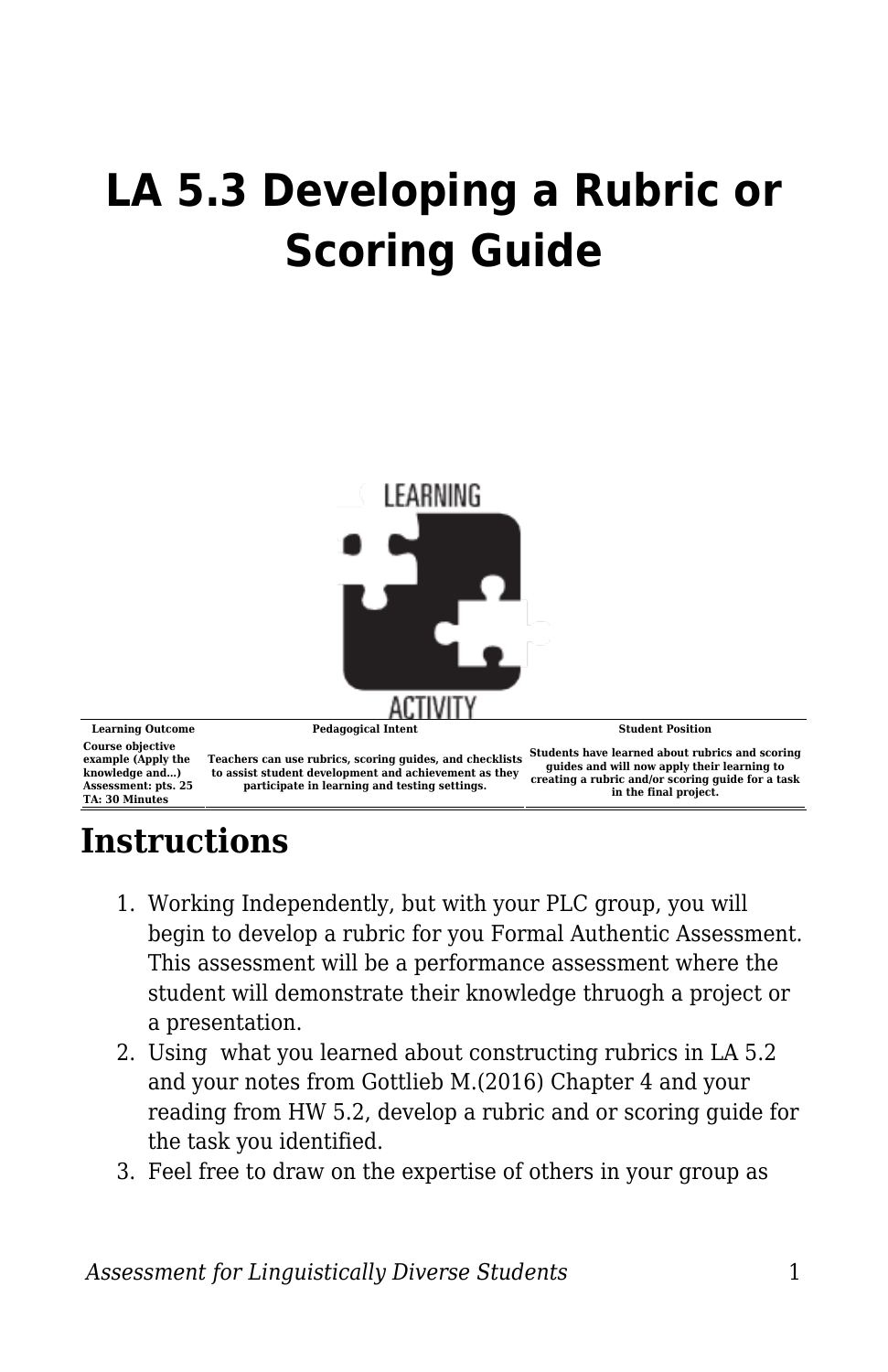# LA 5.3 Developing a Rubric or Scoring Guide

| Learning Outcome | Pedagogical Intent | Student Position |
|---|---|---|
| Course objective example (Apply the knowledge and...) Assessment: pts. 25 TA: 30 Minutes | Teachers can use rubrics, scoring guides, and checklists to assist student development and achievement as they participate in learning and testing settings. | Students have learned about rubrics and scoring guides and will now apply their learning to creating a rubric and/or scoring guide for a task in the final project. |

## Instructions

1. Working Independently, but with your PLC group, you will begin to develop a rubric for you Formal Authentic Assessment. This assessment will be a performance assessment where the student will demonstrate their knowledge thruogh a project or a presentation.
2. Using what you learned about constructing rubrics in LA 5.2 and your notes from Gottlieb M.(2016) Chapter 4 and your reading from HW 5.2, develop a rubric and or scoring guide for the task you identified.
3. Feel free to draw on the expertise of others in your group as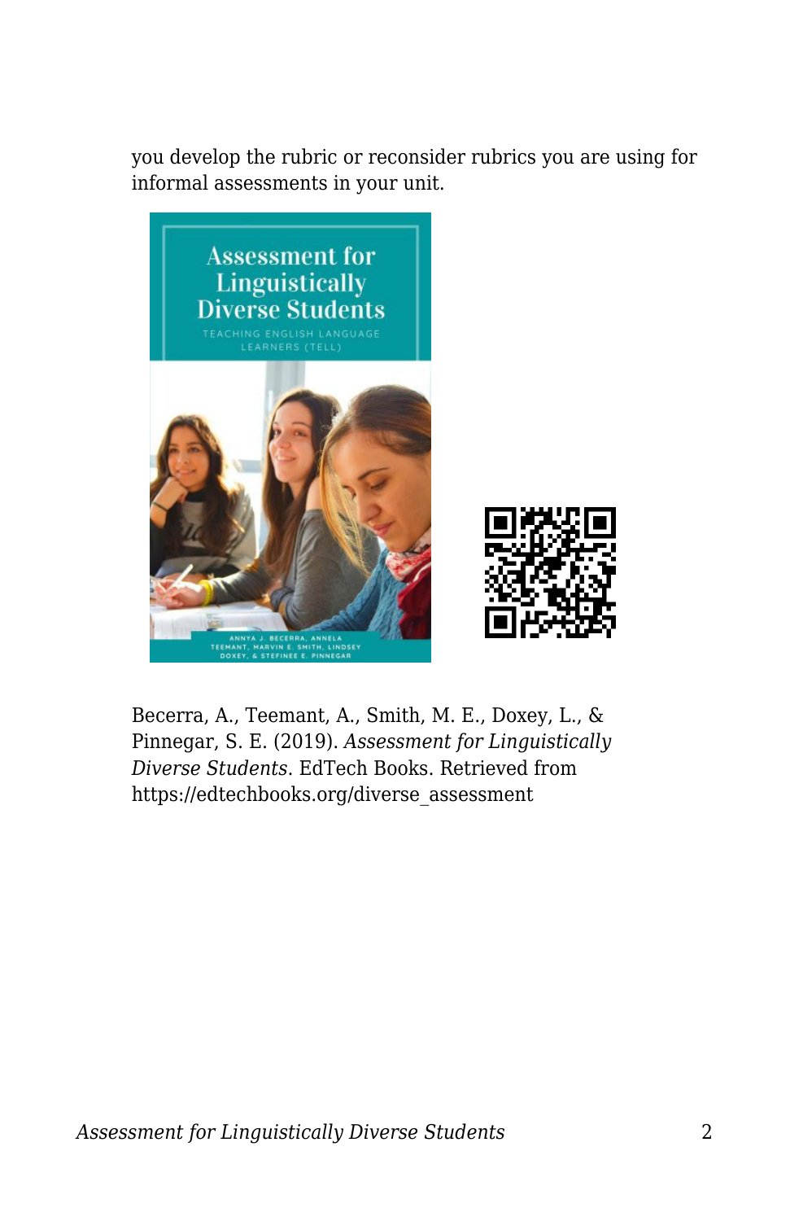you develop the rubric or reconsider rubrics you are using for informal assessments in your unit.

Becerra, A., Teemant, A., Smith, M. E., Doxey, L., & Pinnegar, S. E. (2019). *Assessment for Linguistically Diverse Students*. EdTech Books. Retrieved from https://edtechbooks.org/diverse_assessment